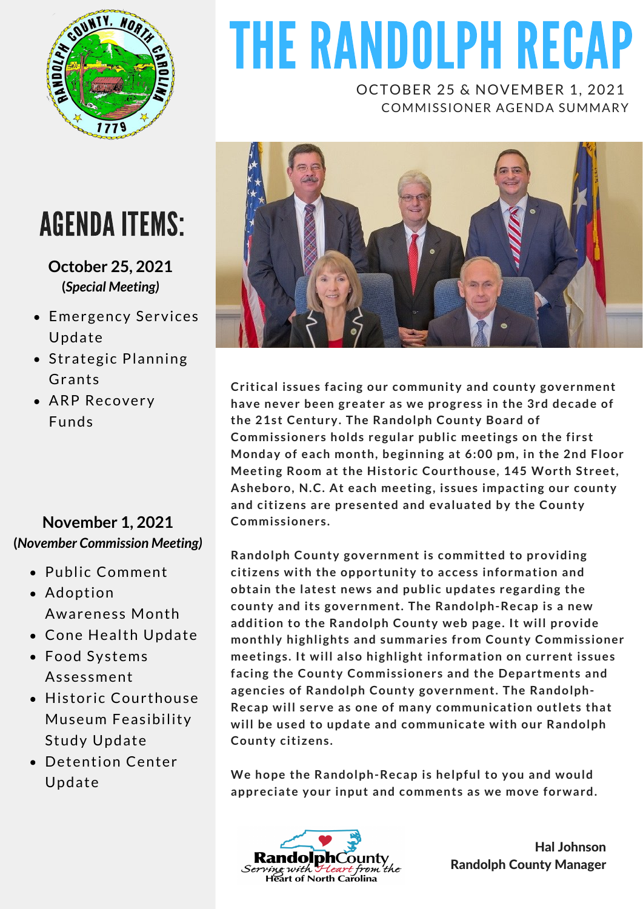# THE RANDOLPH RECAP

OCTOBER 25 & NOVEMBER 1, 2021
COMMISSIONER AGENDA SUMMARY

## AGENDA ITEMS:

**October 25, 2021**
**(*Special Meeting)***

- Emergency Services Update
- Strategic Planning Grants
- ARP Recovery Funds

**November 1, 2021**
**(*November Commission Meeting)***

- Public Comment
- Adoption Awareness Month
- Cone Health Update
- Food Systems Assessment
- Historic Courthouse Museum Feasibility Study Update
- Detention Center Update

**Critical issues facing our community and county government have never been greater as we progress in the 3rd decade of the 21st Century. The Randolph County Board of Commissioners holds regular public meetings on the first Monday of each month, beginning at 6:00 pm, in the 2nd Floor Meeting Room at the Historic Courthouse, 145 Worth Street, Asheboro, N.C. At each meeting, issues impacting our county and citizens are presented and evaluated by the County Commissioners.**

**Randolph County government is committed to providing citizens with the opportunity to access information and obtain the latest news and public updates regarding the county and its government. The Randolph-Recap is a new addition to the Randolph County web page. It will provide monthly highlights and summaries from County Commissioner meetings. It will also highlight information on current issues facing the County Commissioners and the Departments and agencies of Randolph County government. The Randolph-Recap will serve as one of many communication outlets that will be used to update and communicate with our Randolph County citizens.**

**We hope the Randolph-Recap is helpful to you and would appreciate your input and comments as we move forward.**

Randolph County
Serving with Heart from the Heart of North Carolina

**Hal Johnson**
**Randolph County Manager**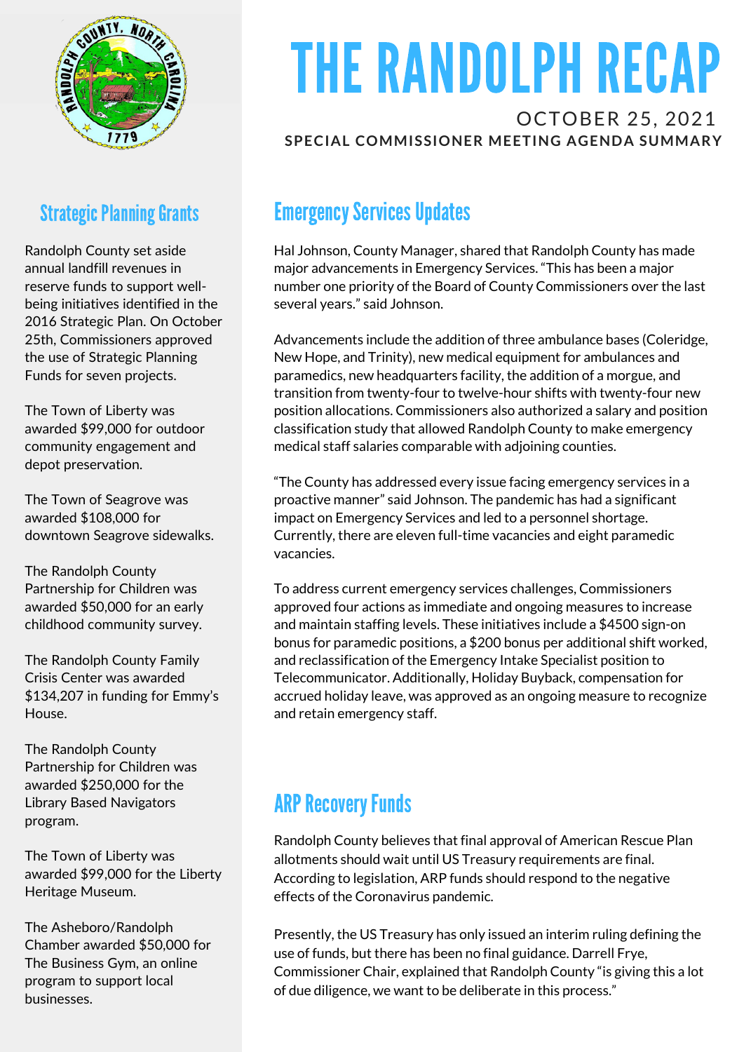# THE RANDOLPH RECAP

OCTOBER 25, 2021

**SPECIAL COMMISSIONER MEETING AGENDA SUMMARY**

## Strategic Planning Grants

Randolph County set aside annual landfill revenues in reserve funds to support well-being initiatives identified in the 2016 Strategic Plan. On October 25th, Commissioners approved the use of Strategic Planning Funds for seven projects.

The Town of Liberty was awarded $99,000 for outdoor community engagement and depot preservation.

The Town of Seagrove was awarded $108,000 for downtown Seagrove sidewalks.

The Randolph County Partnership for Children was awarded $50,000 for an early childhood community survey.

The Randolph County Family Crisis Center was awarded $134,207 in funding for Emmy's House.

The Randolph County Partnership for Children was awarded $250,000 for the Library Based Navigators program.

The Town of Liberty was awarded $99,000 for the Liberty Heritage Museum.

The Asheboro/Randolph Chamber awarded $50,000 for The Business Gym, an online program to support local businesses.

## Emergency Services Updates

Hal Johnson, County Manager, shared that Randolph County has made major advancements in Emergency Services. "This has been a major number one priority of the Board of County Commissioners over the last several years." said Johnson.

Advancements include the addition of three ambulance bases (Coleridge, New Hope, and Trinity), new medical equipment for ambulances and paramedics, new headquarters facility, the addition of a morgue, and transition from twenty-four to twelve-hour shifts with twenty-four new position allocations. Commissioners also authorized a salary and position classification study that allowed Randolph County to make emergency medical staff salaries comparable with adjoining counties.

"The County has addressed every issue facing emergency services in a proactive manner" said Johnson. The pandemic has had a significant impact on Emergency Services and led to a personnel shortage. Currently, there are eleven full-time vacancies and eight paramedic vacancies.

To address current emergency services challenges, Commissioners approved four actions as immediate and ongoing measures to increase and maintain staffing levels. These initiatives include a $4500 sign-on bonus for paramedic positions, a $200 bonus per additional shift worked, and reclassification of the Emergency Intake Specialist position to Telecommunicator. Additionally, Holiday Buyback, compensation for accrued holiday leave, was approved as an ongoing measure to recognize and retain emergency staff.

## ARP Recovery Funds

Randolph County believes that final approval of American Rescue Plan allotments should wait until US Treasury requirements are final. According to legislation, ARP funds should respond to the negative effects of the Coronavirus pandemic.

Presently, the US Treasury has only issued an interim ruling defining the use of funds, but there has been no final guidance. Darrell Frye, Commissioner Chair, explained that Randolph County "is giving this a lot of due diligence, we want to be deliberate in this process."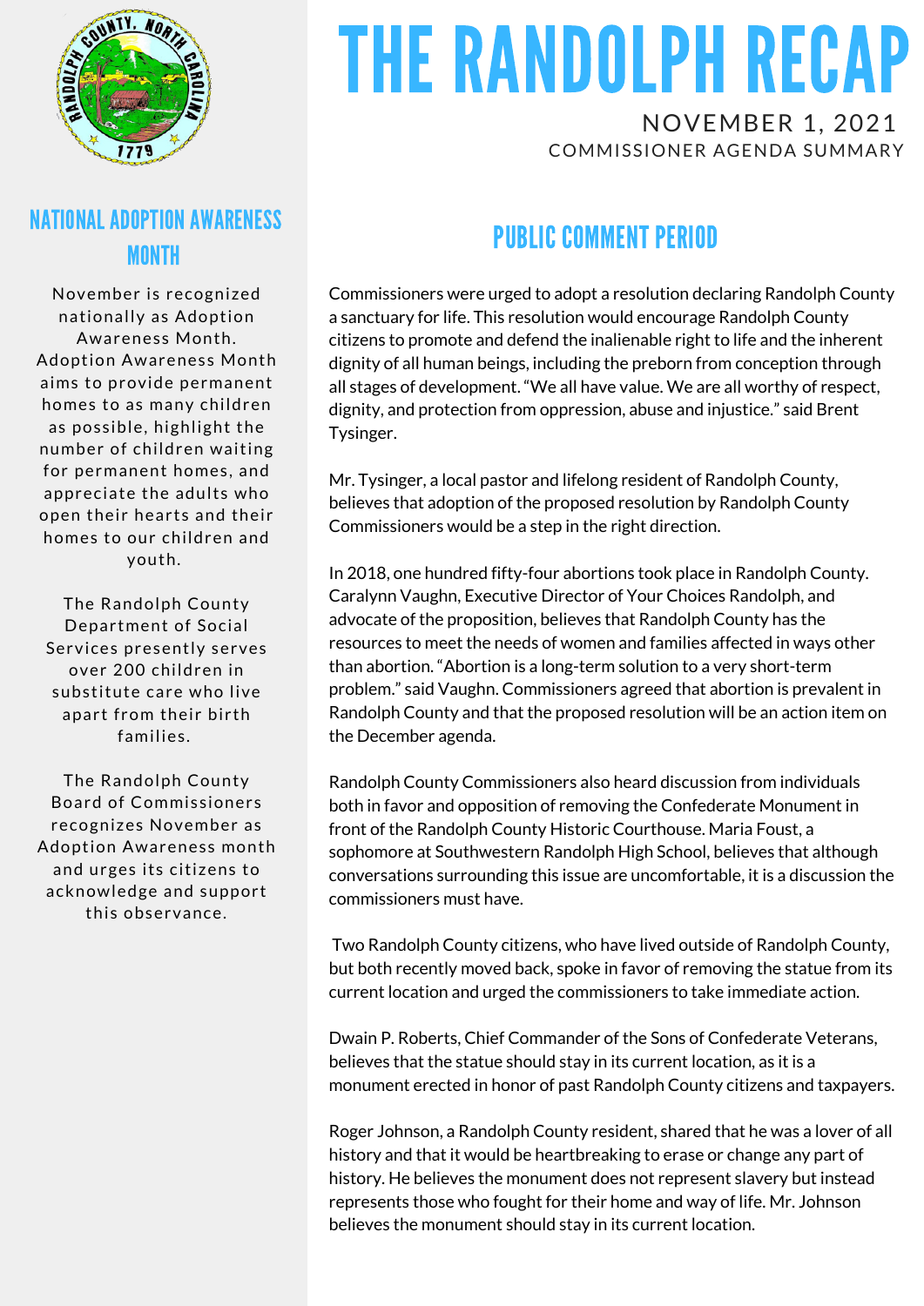# THE RANDOLPH RECAP

NOVEMBER 1, 2021
COMMISSIONER AGENDA SUMMARY

## NATIONAL ADOPTION AWARENESS MONTH

November is recognized nationally as Adoption Awareness Month. Adoption Awareness Month aims to provide permanent homes to as many children as possible, highlight the number of children waiting for permanent homes, and appreciate the adults who open their hearts and their homes to our children and youth.

The Randolph County Department of Social Services presently serves over 200 children in substitute care who live apart from their birth families.

The Randolph County Board of Commissioners recognizes November as Adoption Awareness month and urges its citizens to acknowledge and support this observance.

## PUBLIC COMMENT PERIOD

Commissioners were urged to adopt a resolution declaring Randolph County a sanctuary for life. This resolution would encourage Randolph County citizens to promote and defend the inalienable right to life and the inherent dignity of all human beings, including the preborn from conception through all stages of development. "We all have value. We are all worthy of respect, dignity, and protection from oppression, abuse and injustice." said Brent Tysinger.

Mr. Tysinger, a local pastor and lifelong resident of Randolph County, believes that adoption of the proposed resolution by Randolph County Commissioners would be a step in the right direction.

In 2018, one hundred fifty-four abortions took place in Randolph County. Caralynn Vaughn, Executive Director of Your Choices Randolph, and advocate of the proposition, believes that Randolph County has the resources to meet the needs of women and families affected in ways other than abortion. "Abortion is a long-term solution to a very short-term problem." said Vaughn. Commissioners agreed that abortion is prevalent in Randolph County and that the proposed resolution will be an action item on the December agenda.

Randolph County Commissioners also heard discussion from individuals both in favor and opposition of removing the Confederate Monument in front of the Randolph County Historic Courthouse. Maria Foust, a sophomore at Southwestern Randolph High School, believes that although conversations surrounding this issue are uncomfortable, it is a discussion the commissioners must have.

Two Randolph County citizens, who have lived outside of Randolph County, but both recently moved back, spoke in favor of removing the statue from its current location and urged the commissioners to take immediate action.

Dwain P. Roberts, Chief Commander of the Sons of Confederate Veterans, believes that the statue should stay in its current location, as it is a monument erected in honor of past Randolph County citizens and taxpayers.

Roger Johnson, a Randolph County resident, shared that he was a lover of all history and that it would be heartbreaking to erase or change any part of history. He believes the monument does not represent slavery but instead represents those who fought for their home and way of life. Mr. Johnson believes the monument should stay in its current location.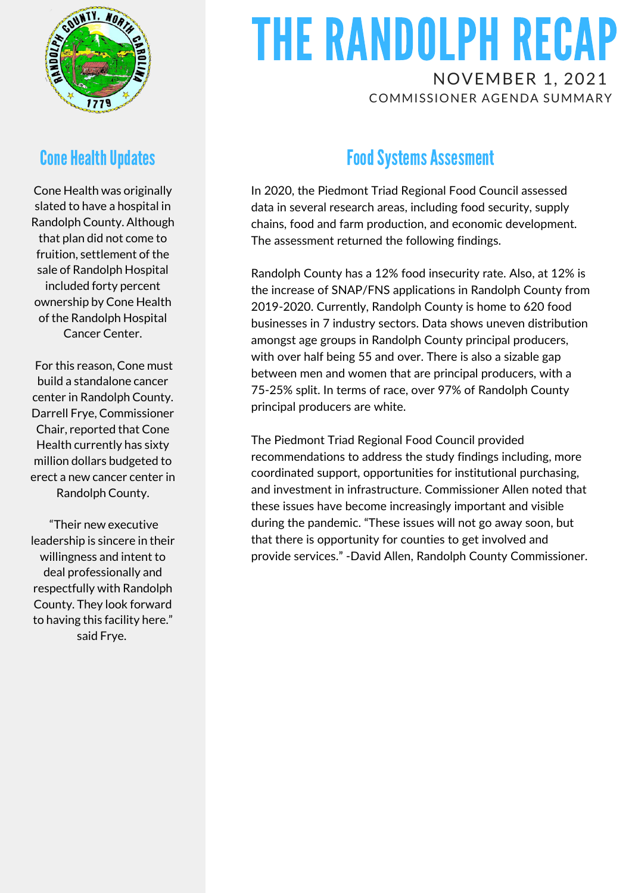# THE RANDOLPH RECAP

NOVEMBER 1, 2021

COMMISSIONER AGENDA SUMMARY

## Cone Health Updates

Cone Health was originally slated to have a hospital in Randolph County. Although that plan did not come to fruition, settlement of the sale of Randolph Hospital included forty percent ownership by Cone Health of the Randolph Hospital Cancer Center.

For this reason, Cone must build a standalone cancer center in Randolph County. Darrell Frye, Commissioner Chair, reported that Cone Health currently has sixty million dollars budgeted to erect a new cancer center in Randolph County.

"Their new executive leadership is sincere in their willingness and intent to deal professionally and respectfully with Randolph County. They look forward to having this facility here." said Frye.

## Food Systems Assesment

In 2020, the Piedmont Triad Regional Food Council assessed data in several research areas, including food security, supply chains, food and farm production, and economic development. The assessment returned the following findings.

Randolph County has a 12% food insecurity rate. Also, at 12% is the increase of SNAP/FNS applications in Randolph County from 2019-2020. Currently, Randolph County is home to 620 food businesses in 7 industry sectors. Data shows uneven distribution amongst age groups in Randolph County principal producers, with over half being 55 and over. There is also a sizable gap between men and women that are principal producers, with a 75-25% split. In terms of race, over 97% of Randolph County principal producers are white.

The Piedmont Triad Regional Food Council provided recommendations to address the study findings including, more coordinated support, opportunities for institutional purchasing, and investment in infrastructure. Commissioner Allen noted that these issues have become increasingly important and visible during the pandemic. "These issues will not go away soon, but that there is opportunity for counties to get involved and provide services." -David Allen, Randolph County Commissioner.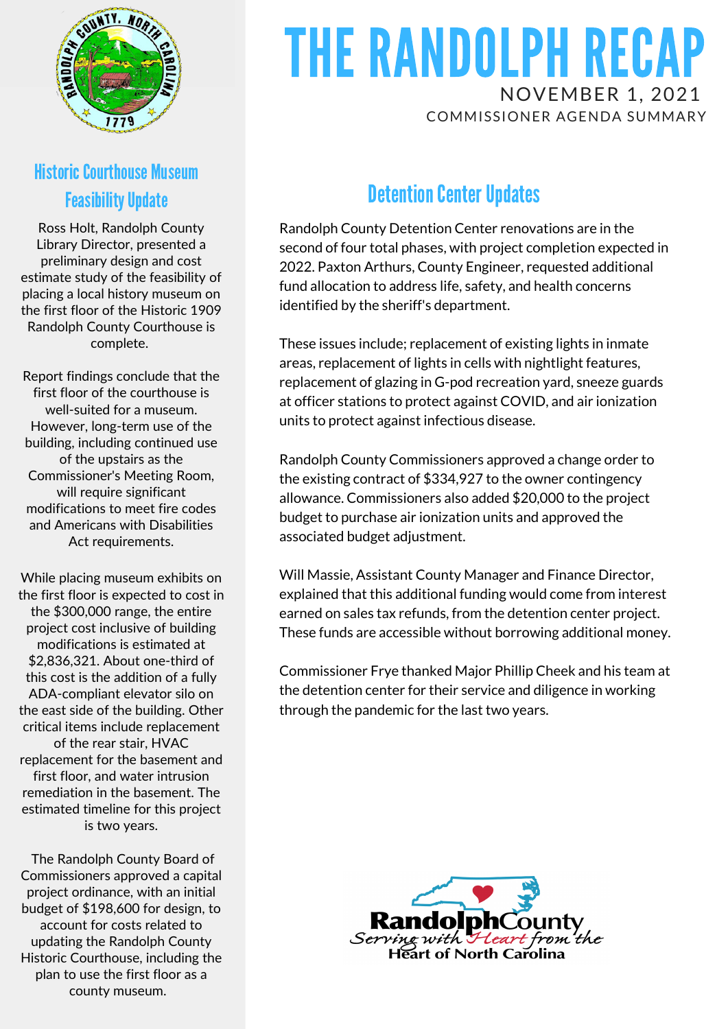# THE RANDOLPH RECAP

NOVEMBER 1, 2021

COMMISSIONER AGENDA SUMMARY

## Historic Courthouse Museum Feasibility Update

Ross Holt, Randolph County Library Director, presented a preliminary design and cost estimate study of the feasibility of placing a local history museum on the first floor of the Historic 1909 Randolph County Courthouse is complete.

Report findings conclude that the first floor of the courthouse is well-suited for a museum. However, long-term use of the building, including continued use of the upstairs as the Commissioner's Meeting Room, will require significant modifications to meet fire codes and Americans with Disabilities Act requirements.

While placing museum exhibits on the first floor is expected to cost in the $300,000 range, the entire project cost inclusive of building modifications is estimated at $2,836,321. About one-third of this cost is the addition of a fully ADA-compliant elevator silo on the east side of the building. Other critical items include replacement of the rear stair, HVAC replacement for the basement and first floor, and water intrusion remediation in the basement. The estimated timeline for this project is two years.

The Randolph County Board of Commissioners approved a capital project ordinance, with an initial budget of $198,600 for design, to account for costs related to updating the Randolph County Historic Courthouse, including the plan to use the first floor as a county museum.

## Detention Center Updates

Randolph County Detention Center renovations are in the second of four total phases, with project completion expected in 2022. Paxton Arthurs, County Engineer, requested additional fund allocation to address life, safety, and health concerns identified by the sheriff's department.

These issues include; replacement of existing lights in inmate areas, replacement of lights in cells with nightlight features, replacement of glazing in G-pod recreation yard, sneeze guards at officer stations to protect against COVID, and air ionization units to protect against infectious disease.

Randolph County Commissioners approved a change order to the existing contract of $334,927 to the owner contingency allowance. Commissioners also added $20,000 to the project budget to purchase air ionization units and approved the associated budget adjustment.

Will Massie, Assistant County Manager and Finance Director, explained that this additional funding would come from interest earned on sales tax refunds, from the detention center project. These funds are accessible without borrowing additional money.

Commissioner Frye thanked Major Phillip Cheek and his team at the detention center for their service and diligence in working through the pandemic for the last two years.

Randolph County
Serving with Heart from the Heart of North Carolina